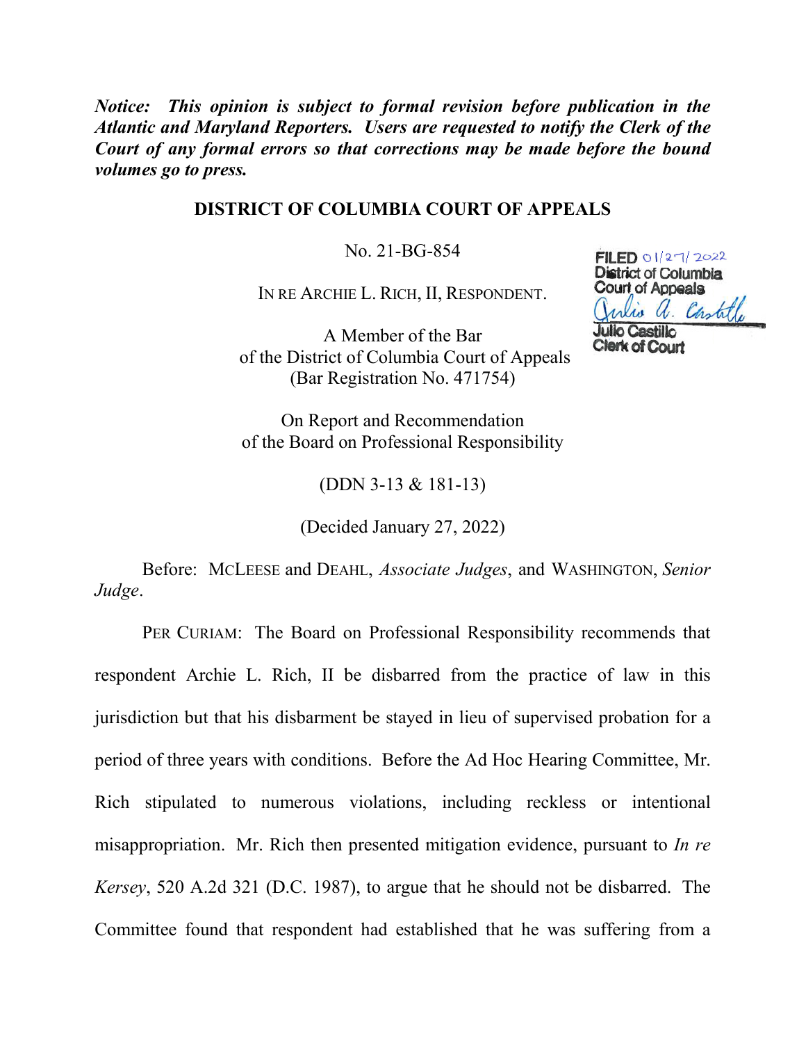***Notice: This opinion is subject to formal revision before publication in the Atlantic and Maryland Reporters. Users are requested to notify the Clerk of the Court of any formal errors so that corrections may be made before the bound volumes go to press.***

**DISTRICT OF COLUMBIA COURT OF APPEALS**

No. 21-BG-854

FILED 01/27/2022
District of Columbia
Court of Appeals
Julio Castillo
Clerk of Court

IN RE ARCHIE L. RICH, II, RESPONDENT.

A Member of the Bar
of the District of Columbia Court of Appeals
(Bar Registration No. 471754)

On Report and Recommendation
of the Board on Professional Responsibility

(DDN 3-13 & 181-13)

(Decided January 27, 2022)

Before: MCLEESE and DEAHL, *Associate Judges*, and WASHINGTON, *Senior Judge*.

PER CURIAM: The Board on Professional Responsibility recommends that respondent Archie L. Rich, II be disbarred from the practice of law in this jurisdiction but that his disbarment be stayed in lieu of supervised probation for a period of three years with conditions. Before the Ad Hoc Hearing Committee, Mr. Rich stipulated to numerous violations, including reckless or intentional misappropriation. Mr. Rich then presented mitigation evidence, pursuant to *In re Kersey*, 520 A.2d 321 (D.C. 1987), to argue that he should not be disbarred. The Committee found that respondent had established that he was suffering from a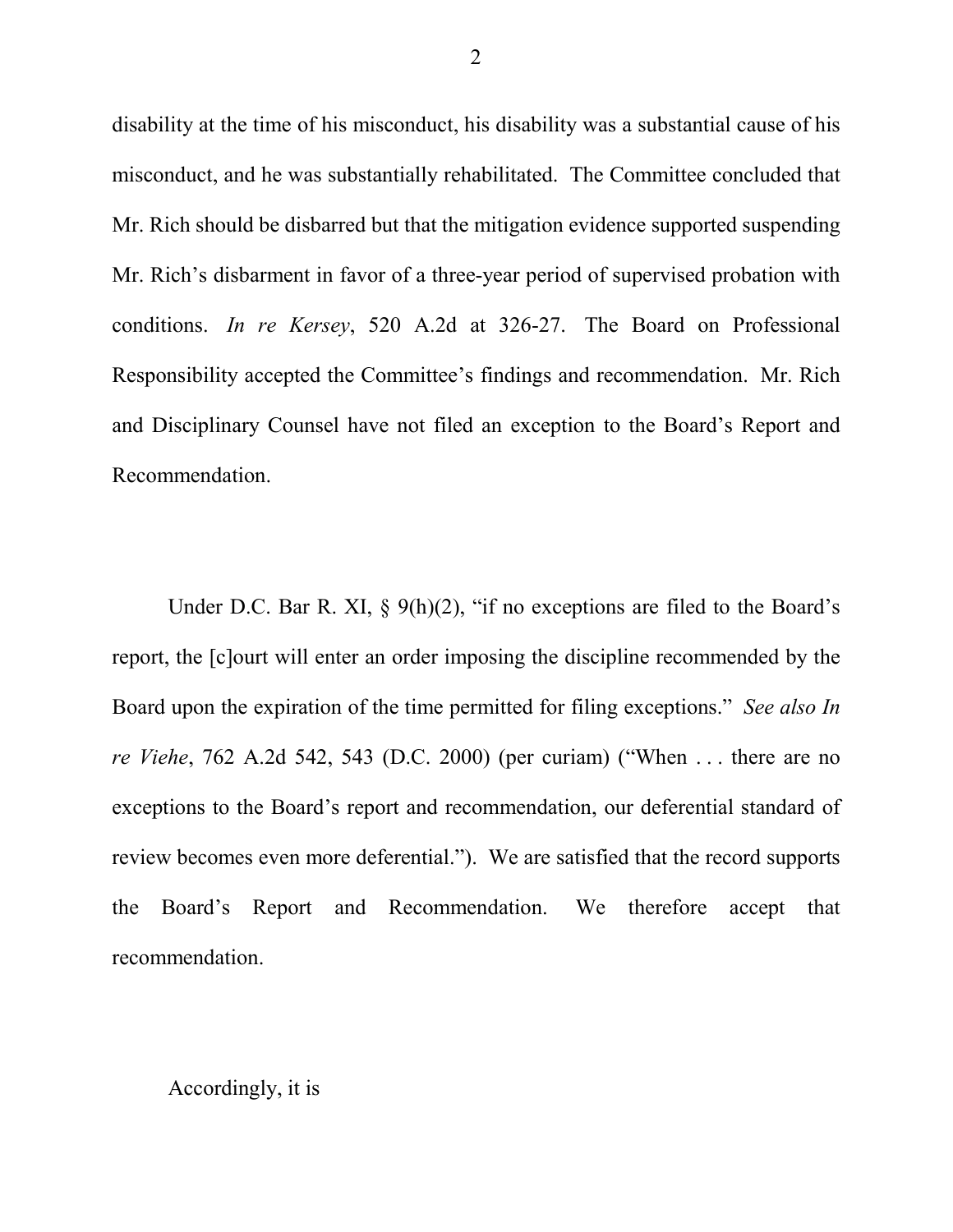disability at the time of his misconduct, his disability was a substantial cause of his misconduct, and he was substantially rehabilitated. The Committee concluded that Mr. Rich should be disbarred but that the mitigation evidence supported suspending Mr. Rich's disbarment in favor of a three-year period of supervised probation with conditions. *In re Kersey*, 520 A.2d at 326-27. The Board on Professional Responsibility accepted the Committee's findings and recommendation. Mr. Rich and Disciplinary Counsel have not filed an exception to the Board's Report and Recommendation.

Under D.C. Bar R. XI, § 9(h)(2), "if no exceptions are filed to the Board's report, the [c]ourt will enter an order imposing the discipline recommended by the Board upon the expiration of the time permitted for filing exceptions." *See also In re Viehe*, 762 A.2d 542, 543 (D.C. 2000) (per curiam) ("When . . . there are no exceptions to the Board's report and recommendation, our deferential standard of review becomes even more deferential."). We are satisfied that the record supports the Board's Report and Recommendation. We therefore accept that recommendation.

Accordingly, it is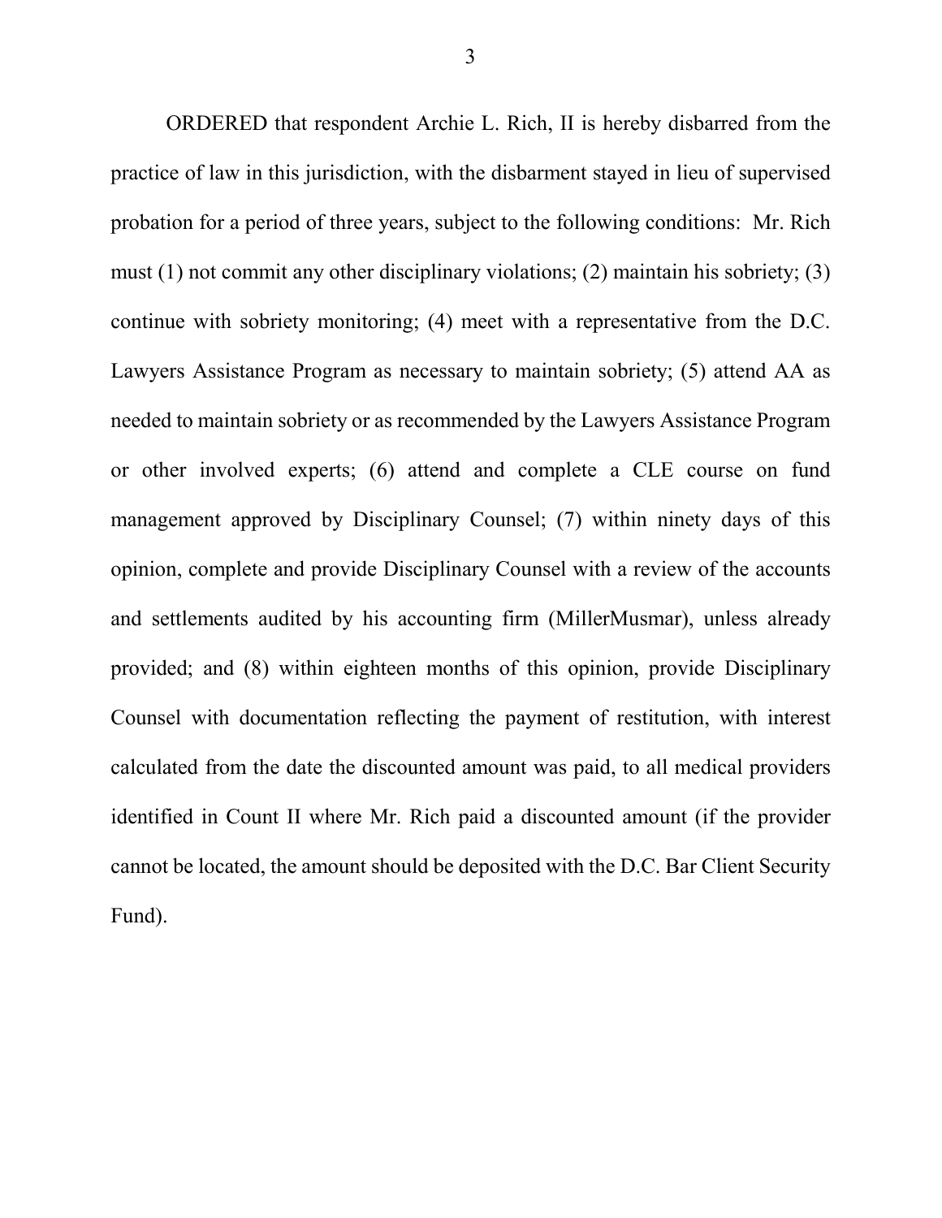ORDERED that respondent Archie L. Rich, II is hereby disbarred from the practice of law in this jurisdiction, with the disbarment stayed in lieu of supervised probation for a period of three years, subject to the following conditions: Mr. Rich must (1) not commit any other disciplinary violations; (2) maintain his sobriety; (3) continue with sobriety monitoring; (4) meet with a representative from the D.C. Lawyers Assistance Program as necessary to maintain sobriety; (5) attend AA as needed to maintain sobriety or as recommended by the Lawyers Assistance Program or other involved experts; (6) attend and complete a CLE course on fund management approved by Disciplinary Counsel; (7) within ninety days of this opinion, complete and provide Disciplinary Counsel with a review of the accounts and settlements audited by his accounting firm (MillerMusmar), unless already provided; and (8) within eighteen months of this opinion, provide Disciplinary Counsel with documentation reflecting the payment of restitution, with interest calculated from the date the discounted amount was paid, to all medical providers identified in Count II where Mr. Rich paid a discounted amount (if the provider cannot be located, the amount should be deposited with the D.C. Bar Client Security Fund).